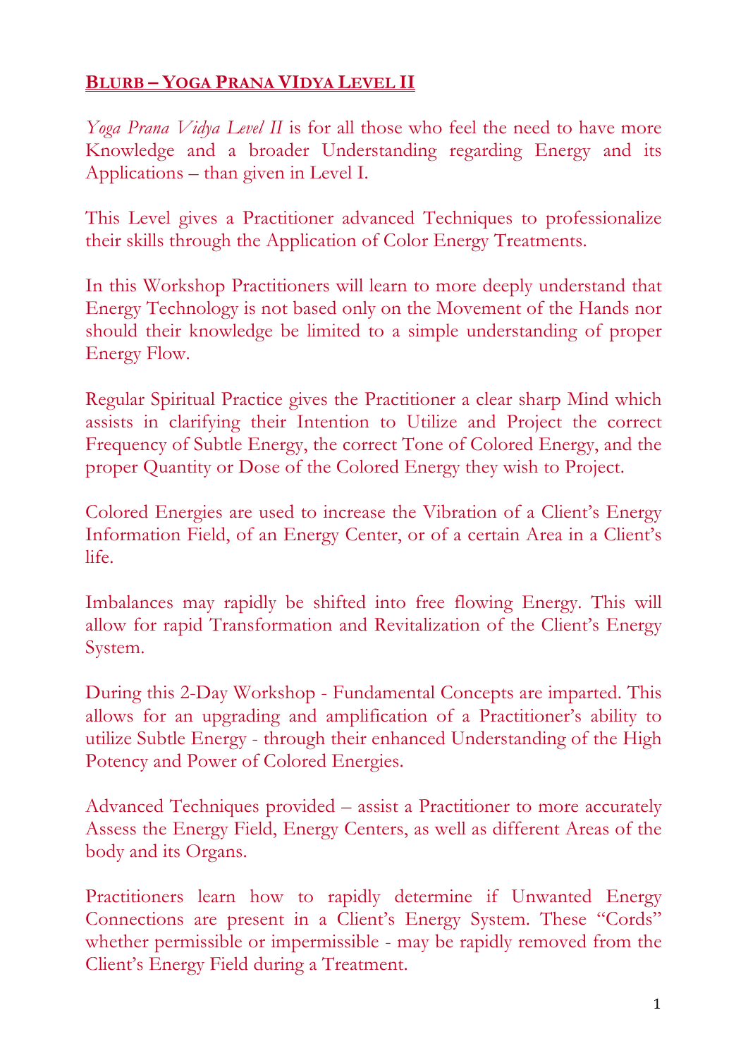**BLURB – YOGA PRANA VIDYA LEVEL II**

*Yoga Prana Vidya Level II* is for all those who feel the need to have more Knowledge and a broader Understanding regarding Energy and its Applications – than given in Level I.

This Level gives a Practitioner advanced Techniques to professionalize their skills through the Application of Color Energy Treatments.

In this Workshop Practitioners will learn to more deeply understand that Energy Technology is not based only on the Movement of the Hands nor should their knowledge be limited to a simple understanding of proper Energy Flow.

Regular Spiritual Practice gives the Practitioner a clear sharp Mind which assists in clarifying their Intention to Utilize and Project the correct Frequency of Subtle Energy, the correct Tone of Colored Energy, and the proper Quantity or Dose of the Colored Energy they wish to Project.

Colored Energies are used to increase the Vibration of a Client's Energy Information Field, of an Energy Center, or of a certain Area in a Client's life.

Imbalances may rapidly be shifted into free flowing Energy. This will allow for rapid Transformation and Revitalization of the Client's Energy System.

During this 2-Day Workshop - Fundamental Concepts are imparted. This allows for an upgrading and amplification of a Practitioner's ability to utilize Subtle Energy - through their enhanced Understanding of the High Potency and Power of Colored Energies.

Advanced Techniques provided – assist a Practitioner to more accurately Assess the Energy Field, Energy Centers, as well as different Areas of the body and its Organs.

Practitioners learn how to rapidly determine if Unwanted Energy Connections are present in a Client's Energy System. These "Cords" whether permissible or impermissible - may be rapidly removed from the Client's Energy Field during a Treatment.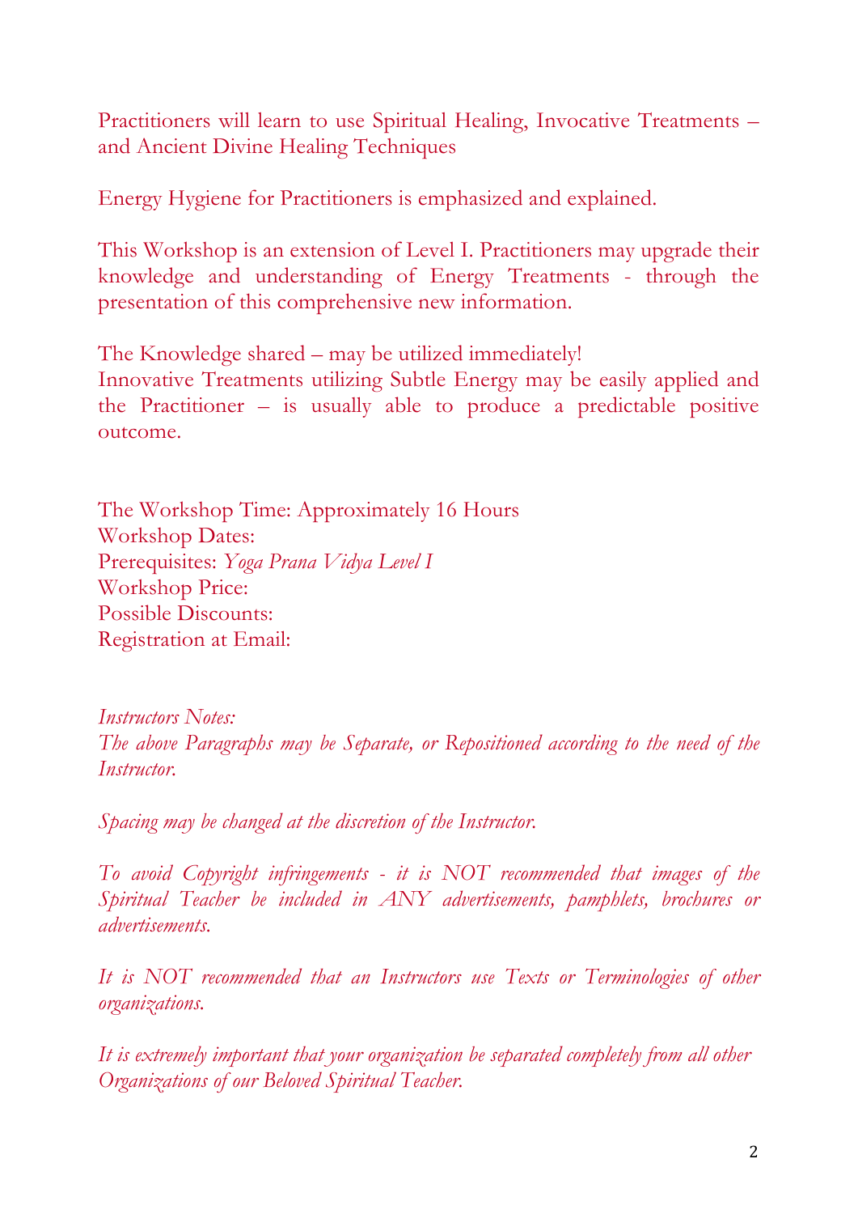Practitioners will learn to use Spiritual Healing, Invocative Treatments – and Ancient Divine Healing Techniques

Energy Hygiene for Practitioners is emphasized and explained.

This Workshop is an extension of Level I. Practitioners may upgrade their knowledge and understanding of Energy Treatments - through the presentation of this comprehensive new information.

The Knowledge shared – may be utilized immediately!
Innovative Treatments utilizing Subtle Energy may be easily applied and the Practitioner – is usually able to produce a predictable positive outcome.

The Workshop Time: Approximately 16 Hours
Workshop Dates:
Prerequisites: *Yoga Prana Vidya Level I*
Workshop Price:
Possible Discounts:
Registration at Email:

*Instructors Notes:*
*The above Paragraphs may be Separate, or Repositioned according to the need of the Instructor.*

*Spacing may be changed at the discretion of the Instructor.*

*To avoid Copyright infringements - it is NOT recommended that images of the Spiritual Teacher be included in ANY advertisements, pamphlets, brochures or advertisements.*

*It is NOT recommended that an Instructors use Texts or Terminologies of other organizations.*

*It is extremely important that your organization be separated completely from all other Organizations of our Beloved Spiritual Teacher.*